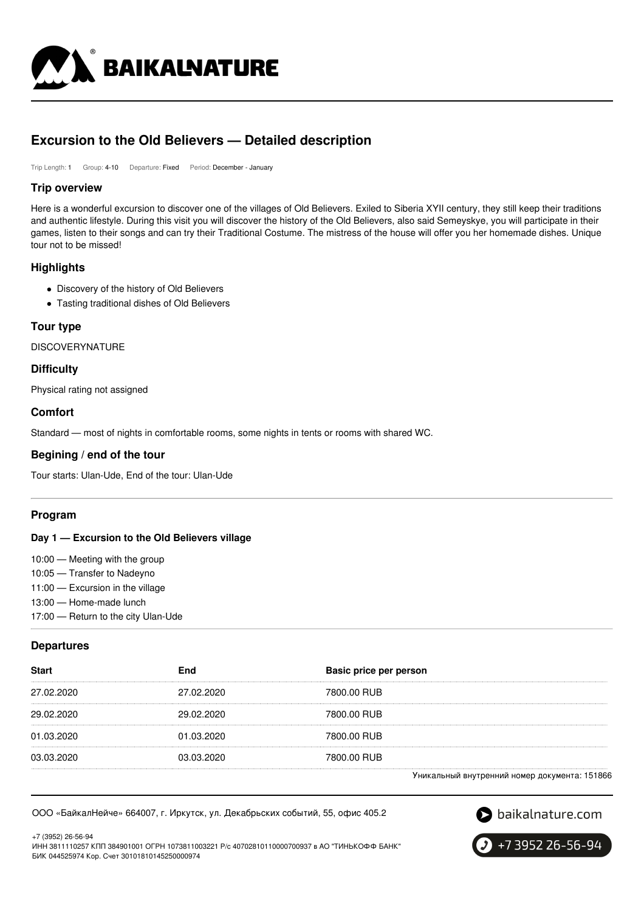# Excursion to the Old Believers — Detailed description

Trip Length: 1 Group: 4-10 Departure: Fixed Period: December - January

## Trip overview

Here is a wonderful excursion to discover one of the villages of Old Believers. Exiled to Siberia XYII century, they still keep their traditions and authentic lifestyle. During this visit you will discover the history of the Old Believers, also said Semeyskye, you will participate in their games, listen to their songs and can try their Traditional Costume. The mistress of the house will offer you her homemade dishes. Unique tour not to be missed!

## Highlights

- Discovery of the history of Old Believers
- Tasting traditional dishes of Old Believers

## Tour type

DISCOVERYNATURE

## Difficulty

Physical rating not assigned

## Comfort

Standard — most of nights in comfortable rooms, some nights in tents or rooms with shared WC.

## Begining / end of the tour

Tour starts: Ulan-Ude, End of the tour: Ulan-Ude

## Program

### Day 1 — Excursion to the Old Believers village

10:00 — Meeting with the group
10:05 — Transfer to Nadeyno
11:00 — Excursion in the village
13:00 — Home-made lunch
17:00 — Return to the city Ulan-Ude

## Departures

| Start | End | Basic price per person |
|---|---|---|
| 27.02.2020 | 27.02.2020 | 7800.00 RUB |
| 29.02.2020 | 29.02.2020 | 7800.00 RUB |
| 01.03.2020 | 01.03.2020 | 7800.00 RUB |
| 03.03.2020 | 03.03.2020 | 7800.00 RUB |

Уникальный внутренний номер документа: 151866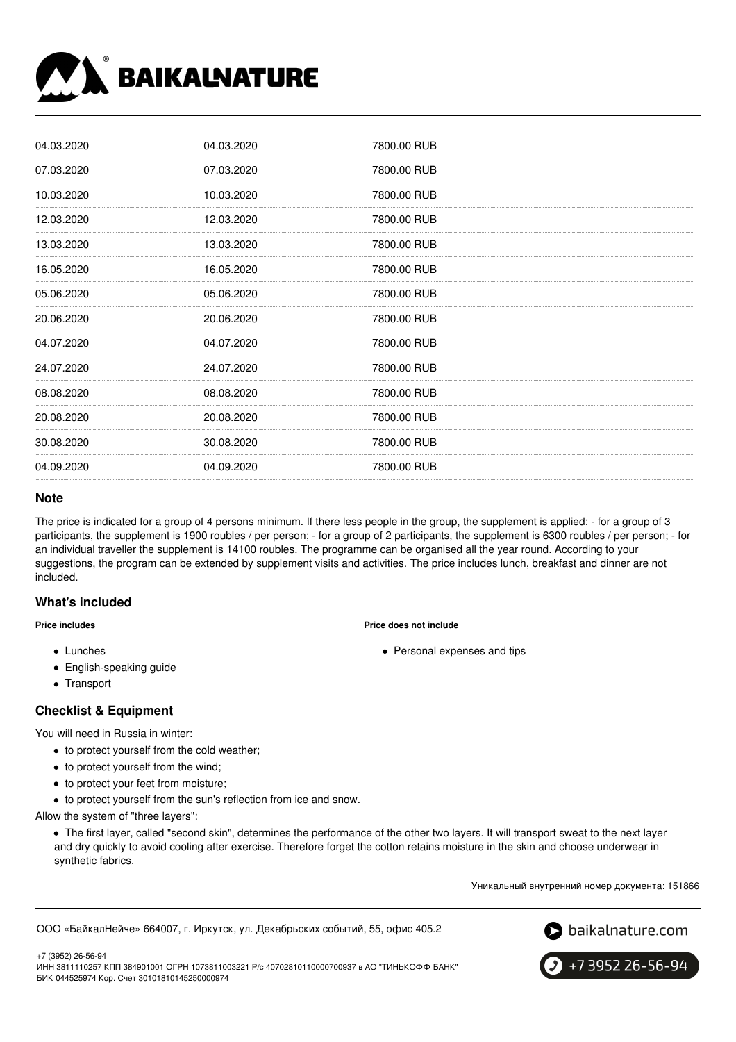| | | |
|---|---|---|
| 04.03.2020 | 04.03.2020 | 7800.00 RUB |
| 07.03.2020 | 07.03.2020 | 7800.00 RUB |
| 10.03.2020 | 10.03.2020 | 7800.00 RUB |
| 12.03.2020 | 12.03.2020 | 7800.00 RUB |
| 13.03.2020 | 13.03.2020 | 7800.00 RUB |
| 16.05.2020 | 16.05.2020 | 7800.00 RUB |
| 05.06.2020 | 05.06.2020 | 7800.00 RUB |
| 20.06.2020 | 20.06.2020 | 7800.00 RUB |
| 04.07.2020 | 04.07.2020 | 7800.00 RUB |
| 24.07.2020 | 24.07.2020 | 7800.00 RUB |
| 08.08.2020 | 08.08.2020 | 7800.00 RUB |
| 20.08.2020 | 20.08.2020 | 7800.00 RUB |
| 30.08.2020 | 30.08.2020 | 7800.00 RUB |
| 04.09.2020 | 04.09.2020 | 7800.00 RUB |

### Note

The price is indicated for a group of 4 persons minimum. If there less people in the group, the supplement is applied: - for a group of 3 participants, the supplement is 1900 roubles / per person; - for a group of 2 participants, the supplement is 6300 roubles / per person; - for an individual traveller the supplement is 14100 roubles. The programme can be organised all the year round. According to your suggestions, the program can be extended by supplement visits and activities. The price includes lunch, breakfast and dinner are not included.

### What's included

**Price includes**

- Lunches
- English-speaking guide
- Transport

**Price does not include**

- Personal expenses and tips

### Checklist & Equipment

You will need in Russia in winter:

- to protect yourself from the cold weather;
- to protect yourself from the wind;
- to protect your feet from moisture;
- to protect yourself from the sun's reflection from ice and snow.

Allow the system of "three layers":

- The first layer, called "second skin", determines the performance of the other two layers. It will transport sweat to the next layer and dry quickly to avoid cooling after exercise. Therefore forget the cotton retains moisture in the skin and choose underwear in synthetic fabrics.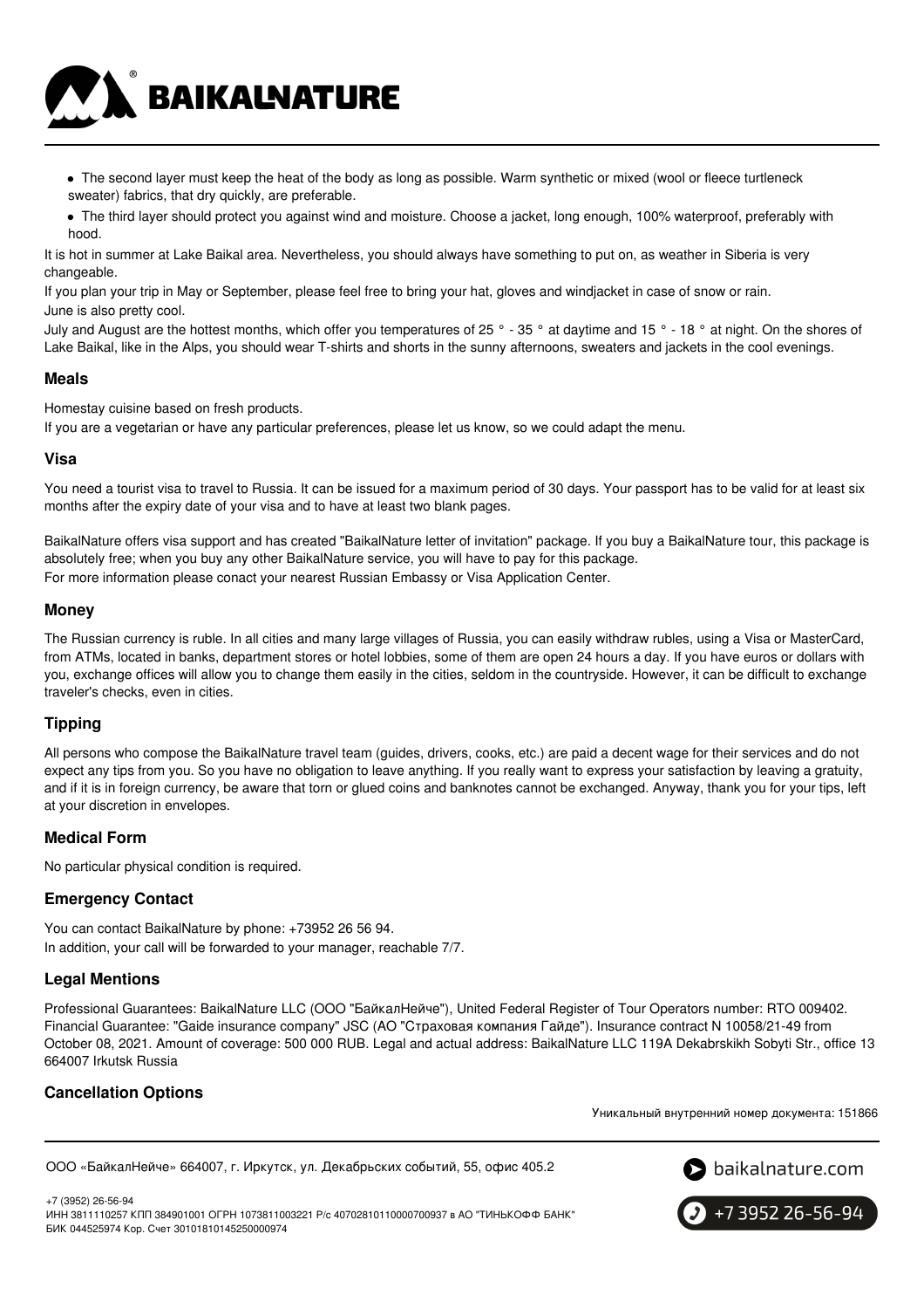- The second layer must keep the heat of the body as long as possible. Warm synthetic or mixed (wool or fleece turtleneck sweater) fabrics, that dry quickly, are preferable.
- The third layer should protect you against wind and moisture. Choose a jacket, long enough, 100% waterproof, preferably with hood.

It is hot in summer at Lake Baikal area. Nevertheless, you should always have something to put on, as weather in Siberia is very changeable.
If you plan your trip in May or September, please feel free to bring your hat, gloves and windjacket in case of snow or rain.
June is also pretty cool.
July and August are the hottest months, which offer you temperatures of 25 ° - 35 ° at daytime and 15 ° - 18 ° at night. On the shores of Lake Baikal, like in the Alps, you should wear T-shirts and shorts in the sunny afternoons, sweaters and jackets in the cool evenings.

### Meals

Homestay cuisine based on fresh products.
If you are a vegetarian or have any particular preferences, please let us know, so we could adapt the menu.

### Visa

You need a tourist visa to travel to Russia. It can be issued for a maximum period of 30 days. Your passport has to be valid for at least six months after the expiry date of your visa and to have at least two blank pages.

BaikalNature offers visa support and has created "BaikalNature letter of invitation" package. If you buy a BaikalNature tour, this package is absolutely free; when you buy any other BaikalNature service, you will have to pay for this package.
For more information please conact your nearest Russian Embassy or Visa Application Center.

### Money

The Russian currency is ruble. In all cities and many large villages of Russia, you can easily withdraw rubles, using a Visa or MasterCard, from ATMs, located in banks, department stores or hotel lobbies, some of them are open 24 hours a day. If you have euros or dollars with you, exchange offices will allow you to change them easily in the cities, seldom in the countryside. However, it can be difficult to exchange traveler's checks, even in cities.

### Tipping

All persons who compose the BaikalNature travel team (guides, drivers, cooks, etc.) are paid a decent wage for their services and do not expect any tips from you. So you have no obligation to leave anything. If you really want to express your satisfaction by leaving a gratuity, and if it is in foreign currency, be aware that torn or glued coins and banknotes cannot be exchanged. Anyway, thank you for your tips, left at your discretion in envelopes.

### Medical Form

No particular physical condition is required.

### Emergency Contact

You can contact BaikalNature by phone: +73952 26 56 94.
In addition, your call will be forwarded to your manager, reachable 7/7.

### Legal Mentions

Professional Guarantees: BaikalNature LLC (ООО "БайкалНейче"), United Federal Register of Tour Operators number: RTO 009402. Financial Guarantee: "Gaide insurance company" JSC (АО "Страховая компания Гайде"). Insurance contract N 10058/21-49 from October 08, 2021. Amount of coverage: 500 000 RUB. Legal and actual address: BaikalNature LLC 119A Dekabrskikh Sobyti Str., office 13 664007 Irkutsk Russia

### Cancellation Options

Уникальный внутренний номер документа: 151866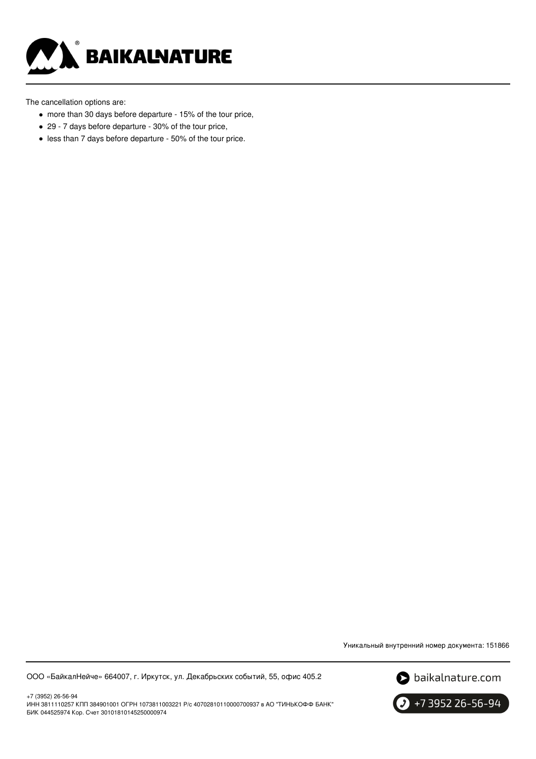The cancellation options are:

- more than 30 days before departure - 15% of the tour price,
- 29 - 7 days before departure - 30% of the tour price,
- less than 7 days before departure - 50% of the tour price.

Уникальный внутренний номер документа: 151866